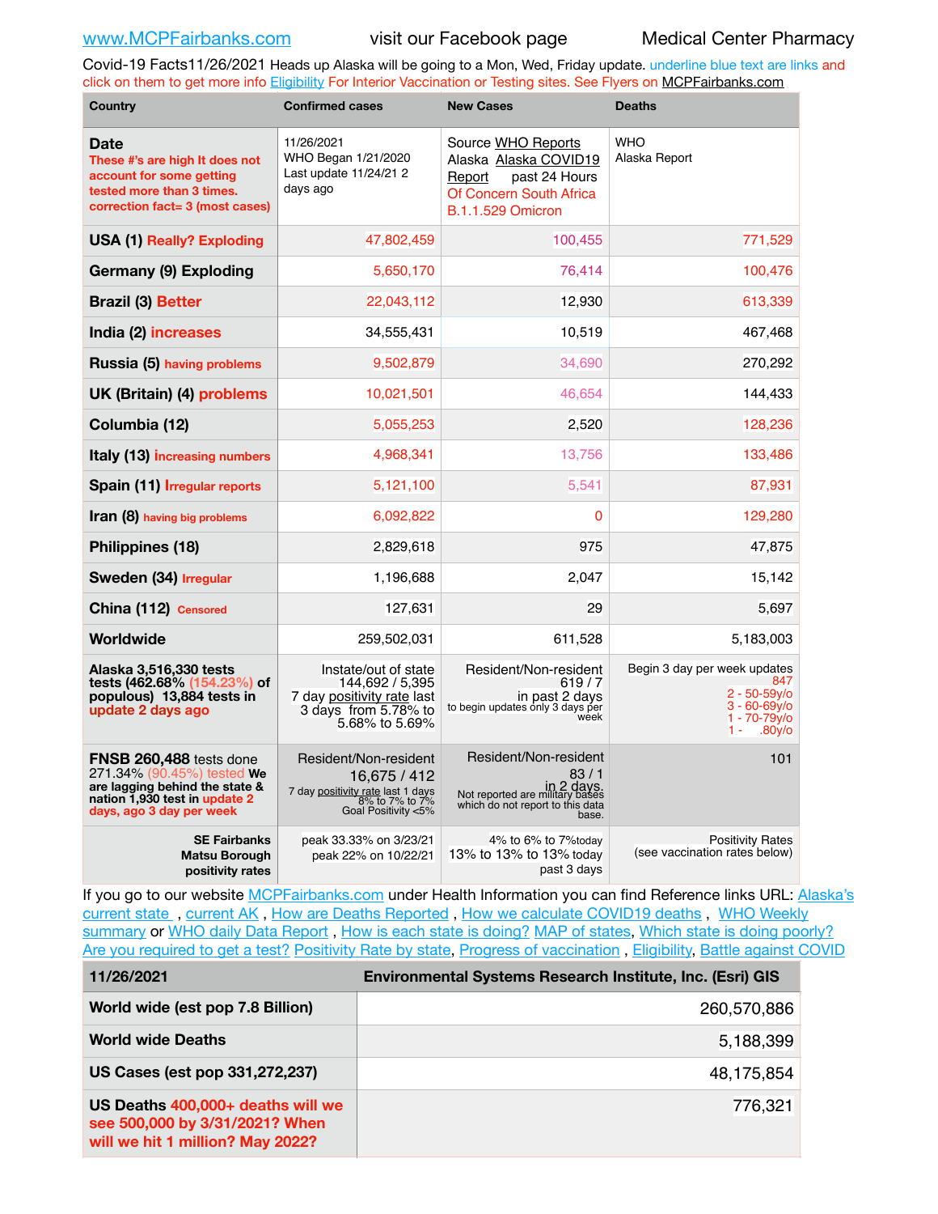www.MCPFairbanks.com visit our Facebook page Medical Center Pharmacy

Covid-19 Facts11/26/2021 Heads up Alaska will be going to a Mon, Wed, Friday update. underline blue text are links and click on them to get more info Eligibility For Interior Vaccination or Testing sites. See Flyers on MCPFairbanks.com

| Country | Confirmed cases | New Cases | Deaths |
|---|---|---|---|
| **Date** These #'s are high It does not account for some getting tested more than 3 times. correction fact= 3 (most cases) | 11/26/2021 WHO Began 1/21/2020 Last update 11/24/21 2 days ago | Source WHO Reports Alaska Alaska COVID19 Report past 24 Hours Of Concern South Africa B.1.1.529 Omicron | WHO Alaska Report |
| **USA (1)** Really? Exploding | 47,802,459 | 100,455 | 771,529 |
| **Germany (9) Exploding** | 5,650,170 | 76,414 | 100,476 |
| **Brazil (3)** Better | 22,043,112 | 12,930 | 613,339 |
| **India (2)** increases | 34,555,431 | 10,519 | 467,468 |
| **Russia (5)** having problems | 9,502,879 | 34,690 | 270,292 |
| **UK (Britain) (4)** problems | 10,021,501 | 46,654 | 144,433 |
| **Columbia (12)** | 5,055,253 | 2,520 | 128,236 |
| **Italy (13)** increasing numbers | 4,968,341 | 13,756 | 133,486 |
| **Spain (11)** Irregular reports | 5,121,100 | 5,541 | 87,931 |
| **Iran (8)** having big problems | 6,092,822 | 0 | 129,280 |
| **Philippines (18)** | 2,829,618 | 975 | 47,875 |
| **Sweden (34)** Irregular | 1,196,688 | 2,047 | 15,142 |
| **China (112)** Censored | 127,631 | 29 | 5,697 |
| **Worldwide** | 259,502,031 | 611,528 | 5,183,003 |
| **Alaska 3,516,330 tests tests (462.68% (154.23%) of populous) 13,884 tests in** update 2 days ago | Instate/out of state 144,692 / 5,395 7 day positivity rate last 3 days from 5.78% to 5.68% to 5.69% | Resident/Non-resident 619 / 7 in past 2 days to begin updates only 3 days per week | Begin 3 day per week updates 847 2 - 50-59y/o 3 - 60-69y/o 1 - 70-79y/o 1 - .80y/o |
| **FNSB 260,488** tests done 271.34% (90.45%) tested **We are lagging behind the state & nation 1,930 test in** update 2 days, ago 3 day per week | Resident/Non-resident 16,675 / 412 7 day positivity rate last 1 days 8% to 7% to 7% Goal Positivity <5% | Resident/Non-resident 83 / 1 in 2 days. Not reported are military bases which do not report to this data base. | 101 |
| **SE Fairbanks Matsu Borough positivity rates** | peak 33.33% on 3/23/21 peak 22% on 10/22/21 | 4% to 6% to 7%today 13% to 13% to 13% today past 3 days | Positivity Rates (see vaccination rates below) |

If you go to our website MCPFairbanks.com under Health Information you can find Reference links URL: Alaska's current state , current AK , How are Deaths Reported , How we calculate COVID19 deaths , WHO Weekly summary or WHO daily Data Report , How is each state is doing? MAP of states, Which state is doing poorly? Are you required to get a test? Positivity Rate by state, Progress of vaccination , Eligibility, Battle against COVID

| 11/26/2021 | Environmental Systems Research Institute, Inc. (Esri) GIS |
|---|---|
| **World wide (est pop 7.8 Billion)** | 260,570,886 |
| **World wide Deaths** | 5,188,399 |
| **US Cases (est pop 331,272,237)** | 48,175,854 |
| **US Deaths** 400,000+ deaths will we see 500,000 by 3/31/2021? When will we hit 1 million? May 2022? | 776,321 |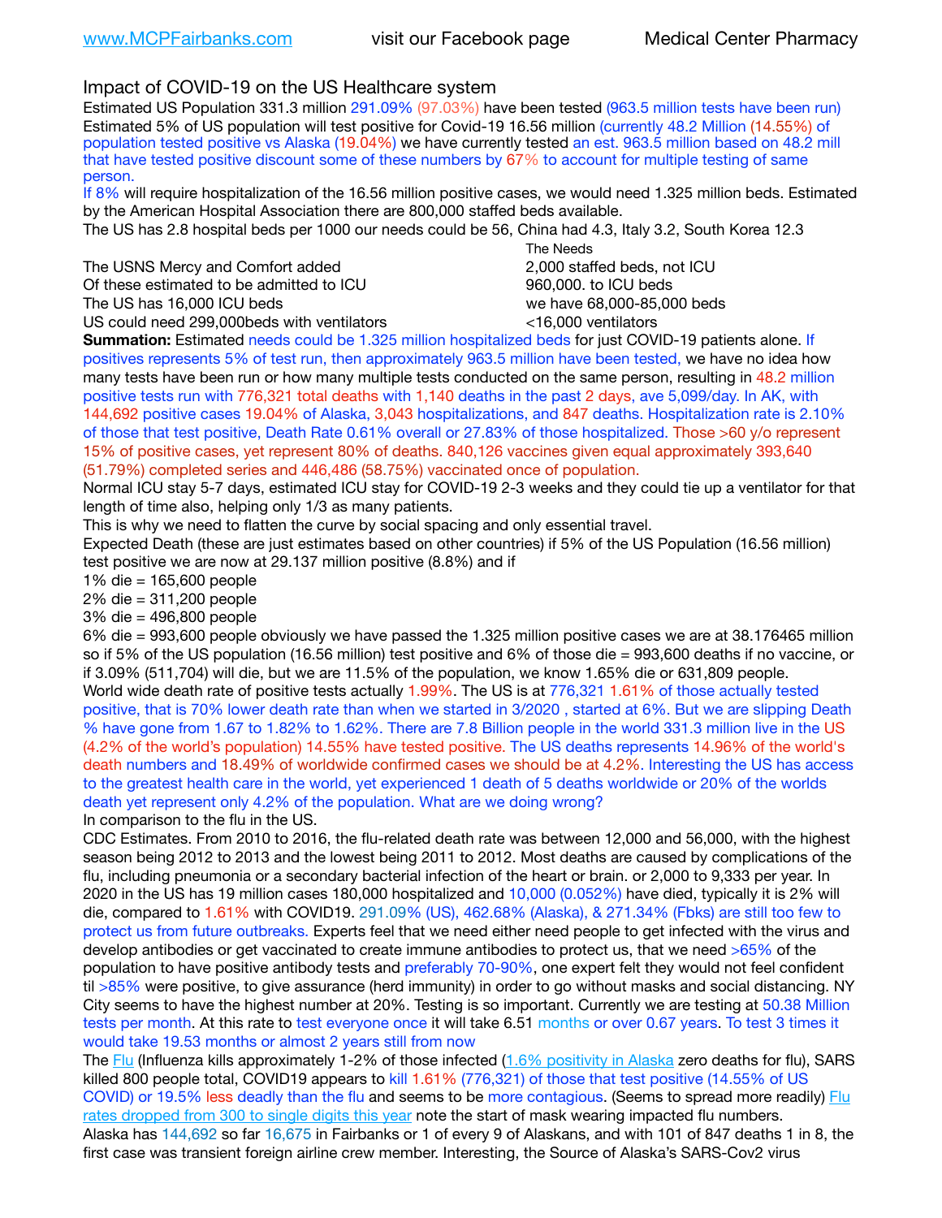www.MCPFairbanks.com visit our Facebook page Medical Center Pharmacy

## Impact of COVID-19 on the US Healthcare system

Estimated US Population 331.3 million 291.09% (97.03%) have been tested (963.5 million tests have been run) Estimated 5% of US population will test positive for Covid-19 16.56 million (currently 48.2 Million (14.55%) of population tested positive vs Alaska (19.04%) we have currently tested an est. 963.5 million based on 48.2 mill that have tested positive discount some of these numbers by 67% to account for multiple testing of same person.

If 8% will require hospitalization of the 16.56 million positive cases, we would need 1.325 million beds. Estimated by the American Hospital Association there are 800,000 staffed beds available.

The US has 2.8 hospital beds per 1000 our needs could be 56, China had 4.3, Italy 3.2, South Korea 12.3

| | The Needs |
|---|---|
| The USNS Mercy and Comfort added | 2,000 staffed beds, not ICU |
| Of these estimated to be admitted to ICU | 960,000. to ICU beds |
| The US has 16,000 ICU beds | we have 68,000-85,000 beds |
| US could need 299,000beds with ventilators | <16,000 ventilators |

**Summation:** Estimated needs could be 1.325 million hospitalized beds for just COVID-19 patients alone. If positives represents 5% of test run, then approximately 963.5 million have been tested, we have no idea how many tests have been run or how many multiple tests conducted on the same person, resulting in 48.2 million positive tests run with 776,321 total deaths with 1,140 deaths in the past 2 days, ave 5,099/day. In AK, with 144,692 positive cases 19.04% of Alaska, 3,043 hospitalizations, and 847 deaths. Hospitalization rate is 2.10% of those that test positive, Death Rate 0.61% overall or 27.83% of those hospitalized. Those >60 y/o represent 15% of positive cases, yet represent 80% of deaths. 840,126 vaccines given equal approximately 393,640 (51.79%) completed series and 446,486 (58.75%) vaccinated once of population.

Normal ICU stay 5-7 days, estimated ICU stay for COVID-19 2-3 weeks and they could tie up a ventilator for that length of time also, helping only 1/3 as many patients.

This is why we need to flatten the curve by social spacing and only essential travel.

Expected Death (these are just estimates based on other countries) if 5% of the US Population (16.56 million) test positive we are now at 29.137 million positive (8.8%) and if

1% die = 165,600 people
2% die = 311,200 people
3% die = 496,800 people
6% die = 993,600 people obviously we have passed the 1.325 million positive cases we are at 38.176465 million so if 5% of the US population (16.56 million) test positive and 6% of those die = 993,600 deaths if no vaccine, or if 3.09% (511,704) will die, but we are 11.5% of the population, we know 1.65% die or 631,809 people.

World wide death rate of positive tests actually 1.99%. The US is at 776,321 1.61% of those actually tested positive, that is 70% lower death rate than when we started in 3/2020 , started at 6%. But we are slipping Death % have gone from 1.67 to 1.82% to 1.62%. There are 7.8 Billion people in the world 331.3 million live in the US (4.2% of the world's population) 14.55% have tested positive. The US deaths represents 14.96% of the world's death numbers and 18.49% of worldwide confirmed cases we should be at 4.2%. Interesting the US has access to the greatest health care in the world, yet experienced 1 death of 5 deaths worldwide or 20% of the worlds death yet represent only 4.2% of the population. What are we doing wrong?

In comparison to the flu in the US.

CDC Estimates. From 2010 to 2016, the flu-related death rate was between 12,000 and 56,000, with the highest season being 2012 to 2013 and the lowest being 2011 to 2012. Most deaths are caused by complications of the flu, including pneumonia or a secondary bacterial infection of the heart or brain. or 2,000 to 9,333 per year. In 2020 in the US has 19 million cases 180,000 hospitalized and 10,000 (0.052%) have died, typically it is 2% will die, compared to 1.61% with COVID19. 291.09% (US), 462.68% (Alaska), & 271.34% (Fbks) are still too few to protect us from future outbreaks. Experts feel that we need either need people to get infected with the virus and develop antibodies or get vaccinated to create immune antibodies to protect us, that we need >65% of the population to have positive antibody tests and preferably 70-90%, one expert felt they would not feel confident til >85% were positive, to give assurance (herd immunity) in order to go without masks and social distancing. NY City seems to have the highest number at 20%. Testing is so important. Currently we are testing at 50.38 Million tests per month. At this rate to test everyone once it will take 6.51 months or over 0.67 years. To test 3 times it would take 19.53 months or almost 2 years still from now

The Flu (Influenza kills approximately 1-2% of those infected (1.6% positivity in Alaska zero deaths for flu), SARS killed 800 people total, COVID19 appears to kill 1.61% (776,321) of those that test positive (14.55% of US COVID) or 19.5% less deadly than the flu and seems to be more contagious. (Seems to spread more readily) Flu rates dropped from 300 to single digits this year note the start of mask wearing impacted flu numbers.

Alaska has 144,692 so far 16,675 in Fairbanks or 1 of every 9 of Alaskans, and with 101 of 847 deaths 1 in 8, the first case was transient foreign airline crew member. Interesting, the Source of Alaska's SARS-Cov2 virus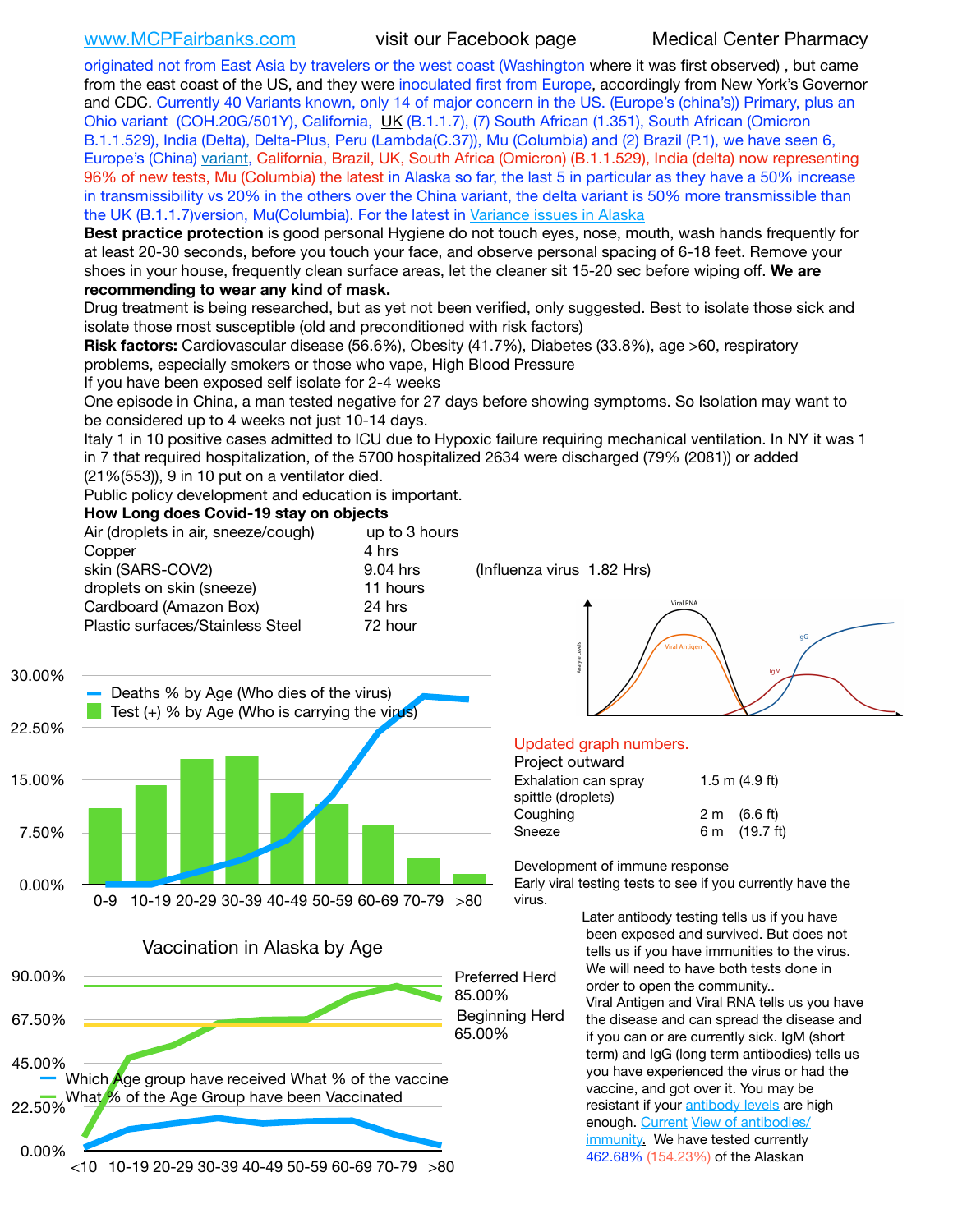www.MCPFairbanks.com visit our Facebook page Medical Center Pharmacy

originated not from East Asia by travelers or the west coast (Washington where it was first observed) , but came from the east coast of the US, and they were inoculated first from Europe, accordingly from New York's Governor and CDC. Currently 40 Variants known, only 14 of major concern in the US. (Europe's (china's)) Primary, plus an Ohio variant (COH.20G/501Y), California, UK (B.1.1.7), (7) South African (1.351), South African (Omicron B.1.1.529), India (Delta), Delta-Plus, Peru (Lambda(C.37)), Mu (Columbia) and (2) Brazil (P.1), we have seen 6, Europe's (China) variant, California, Brazil, UK, South Africa (Omicron) (B.1.1.529), India (delta) now representing 96% of new tests, Mu (Columbia) the latest in Alaska so far, the last 5 in particular as they have a 50% increase in transmissibility vs 20% in the others over the China variant, the delta variant is 50% more transmissible than the UK (B.1.1.7)version, Mu(Columbia). For the latest in Variance issues in Alaska

**Best practice protection** is good personal Hygiene do not touch eyes, nose, mouth, wash hands frequently for at least 20-30 seconds, before you touch your face, and observe personal spacing of 6-18 feet. Remove your shoes in your house, frequently clean surface areas, let the cleaner sit 15-20 sec before wiping off. **We are recommending to wear any kind of mask.**

Drug treatment is being researched, but as yet not been verified, only suggested. Best to isolate those sick and isolate those most susceptible (old and preconditioned with risk factors)

**Risk factors:** Cardiovascular disease (56.6%), Obesity (41.7%), Diabetes (33.8%), age >60, respiratory problems, especially smokers or those who vape, High Blood Pressure

If you have been exposed self isolate for 2-4 weeks

One episode in China, a man tested negative for 27 days before showing symptoms. So Isolation may want to be considered up to 4 weeks not just 10-14 days.

Italy 1 in 10 positive cases admitted to ICU due to Hypoxic failure requiring mechanical ventilation. In NY it was 1 in 7 that required hospitalization, of the 5700 hospitalized 2634 were discharged (79% (2081)) or added (21%(553)), 9 in 10 put on a ventilator died.

Public policy development and education is important.

**How Long does Covid-19 stay on objects**

| | | |
|---|---|---|
| Air (droplets in air, sneeze/cough) | up to 3 hours | |
| Copper | 4 hrs | |
| skin (SARS-COV2) | 9.04 hrs | (Influenza virus 1.82 Hrs) |
| droplets on skin (sneeze) | 11 hours | |
| Cardboard (Amazon Box) | 24 hrs | |
| Plastic surfaces/Stainless Steel | 72 hour | |

Deaths % by Age (Who dies of the virus)
Test (+) % by Age (Who is carrying the virus)

Updated graph numbers.

Project outward

| | |
|---|---|
| Exhalation can spray spittle (droplets) | 1.5 m (4.9 ft) |
| Coughing | 2 m (6.6 ft) |
| Sneeze | 6 m (19.7 ft) |

Development of immune response

Early viral testing tests to see if you currently have the virus.

Later antibody testing tells us if you have been exposed and survived. But does not tells us if you have immunities to the virus. We will need to have both tests done in order to open the community..

Viral Antigen and Viral RNA tells us you have the disease and can spread the disease and if you can or are currently sick. IgM (short term) and IgG (long term antibodies) tells us you have experienced the virus or had the vaccine, and got over it. You may be resistant if your antibody levels are high enough. Current View of antibodies/ immunity. We have tested currently 462.68% (154.23%) of the Alaskan

Vaccination in Alaska by Age

Which Age group have received What % of the vaccine
What % of the Age Group have been Vaccinated

Preferred Herd 85.00%
Beginning Herd 65.00%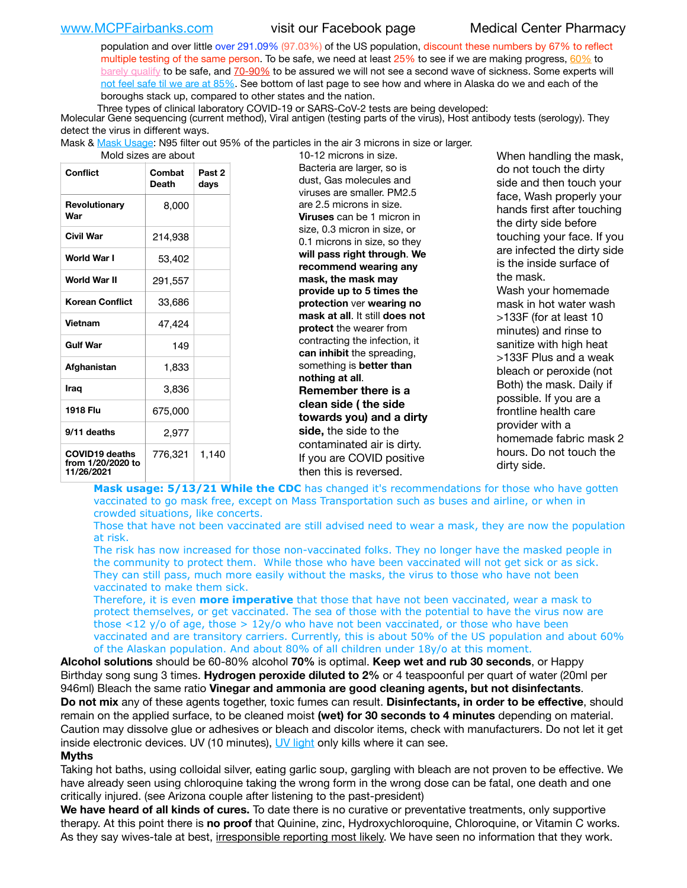population and over little over 291.09% (97.03%) of the US population, discount these numbers by 67% to reflect multiple testing of the same person. To be safe, we need at least 25% to see if we are making progress, 60% to barely qualify to be safe, and 70-90% to be assured we will not see a second wave of sickness. Some experts will not feel safe til we are at 85%. See bottom of last page to see how and where in Alaska do we and each of the boroughs stack up, compared to other states and the nation.

Three types of clinical laboratory COVID-19 or SARS-CoV-2 tests are being developed:
Molecular Gene sequencing (current method), Viral antigen (testing parts of the virus), Host antibody tests (serology). They detect the virus in different ways.

Mask & Mask Usage: N95 filter out 95% of the particles in the air 3 microns in size or larger. Mold sizes are about 10-12 microns in size. Bacteria are larger, so is dust, Gas molecules and viruses are smaller. PM2.5 are 2.5 microns in size. **Viruses** can be 1 micron in size, 0.3 micron in size, or 0.1 microns in size, so they **will pass right through**. **We recommend wearing any mask, the mask may provide up to 5 times the protection** ver **wearing no mask at all**. It still **does not protect** the wearer from contracting the infection, it **can inhibit** the spreading, something is **better than nothing at all**.

**Remember there is a clean side ( the side towards you) and a dirty side,** the side to the contaminated air is dirty. If you are COVID positive then this is reversed.

When handling the mask, do not touch the dirty side and then touch your face, Wash properly your hands first after touching the dirty side before touching your face. If you are infected the dirty side is the inside surface of the mask.
Wash your homemade mask in hot water wash >133F (for at least 10 minutes) and rinse to sanitize with high heat >133F Plus and a weak bleach or peroxide (not Both) the mask. Daily if possible. If you are a frontline health care provider with a homemade fabric mask 2 hours. Do not touch the dirty side.

| Conflict | Combat Death | Past 2 days |
|---|---|---|
| Revolutionary War | 8,000 | |
| Civil War | 214,938 | |
| World War I | 53,402 | |
| World War II | 291,557 | |
| Korean Conflict | 33,686 | |
| Vietnam | 47,424 | |
| Gulf War | 149 | |
| Afghanistan | 1,833 | |
| Iraq | 3,836 | |
| 1918 Flu | 675,000 | |
| 9/11 deaths | 2,977 | |
| COVID19 deaths from 1/20/2020 to 11/26/2021 | 776,321 | 1,140 |

**Mask usage: 5/13/21 While the CDC** has changed it's recommendations for those who have gotten vaccinated to go mask free, except on Mass Transportation such as buses and airline, or when in crowded situations, like concerts.
Those that have not been vaccinated are still advised need to wear a mask, they are now the population at risk.
The risk has now increased for those non-vaccinated folks. They no longer have the masked people in the community to protect them. While those who have been vaccinated will not get sick or as sick. They can still pass, much more easily without the masks, the virus to those who have not been vaccinated to make them sick.
Therefore, it is even **more imperative** that those that have not been vaccinated, wear a mask to protect themselves, or get vaccinated. The sea of those with the potential to have the virus now are those <12 y/o of age, those > 12y/o who have not been vaccinated, or those who have been vaccinated and are transitory carriers. Currently, this is about 50% of the US population and about 60% of the Alaskan population. And about 80% of all children under 18y/o at this moment.

**Alcohol solutions** should be 60-80% alcohol **70%** is optimal. **Keep wet and rub 30 seconds**, or Happy Birthday song sung 3 times. **Hydrogen peroxide diluted to 2%** or 4 teaspoonful per quart of water (20ml per 946ml) Bleach the same ratio **Vinegar and ammonia are good cleaning agents, but not disinfectants**.
**Do not mix** any of these agents together, toxic fumes can result. **Disinfectants, in order to be effective**, should remain on the applied surface, to be cleaned moist **(wet) for 30 seconds to 4 minutes** depending on material. Caution may dissolve glue or adhesives or bleach and discolor items, check with manufacturers. Do not let it get inside electronic devices. UV (10 minutes), UV light only kills where it can see.

**Myths**

Taking hot baths, using colloidal silver, eating garlic soup, gargling with bleach are not proven to be effective. We have already seen using chloroquine taking the wrong form in the wrong dose can be fatal, one death and one critically injured. (see Arizona couple after listening to the past-president)

**We have heard of all kinds of cures.** To date there is no curative or preventative treatments, only supportive therapy. At this point there is **no proof** that Quinine, zinc, Hydroxychloroquine, Chloroquine, or Vitamin C works. As they say wives-tale at best, irresponsible reporting most likely. We have seen no information that they work.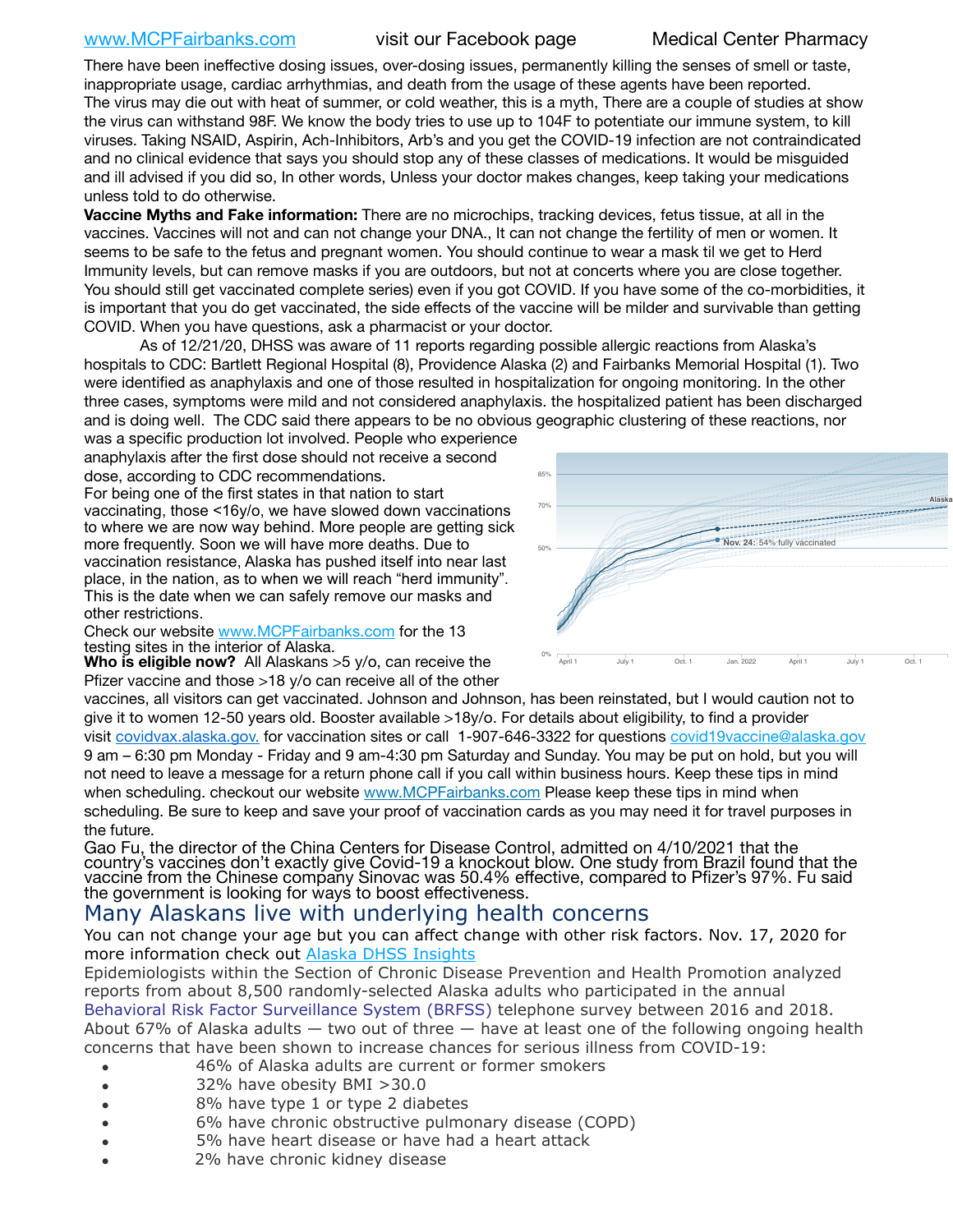There have been ineffective dosing issues, over-dosing issues, permanently killing the senses of smell or taste, inappropriate usage, cardiac arrhythmias, and death from the usage of these agents have been reported. The virus may die out with heat of summer, or cold weather, this is a myth, There are a couple of studies at show the virus can withstand 98F. We know the body tries to use up to 104F to potentiate our immune system, to kill viruses. Taking NSAID, Aspirin, Ach-Inhibitors, Arb's and you get the COVID-19 infection are not contraindicated and no clinical evidence that says you should stop any of these classes of medications. It would be misguided and ill advised if you did so, In other words, Unless your doctor makes changes, keep taking your medications unless told to do otherwise.

**Vaccine Myths and Fake information:** There are no microchips, tracking devices, fetus tissue, at all in the vaccines. Vaccines will not and can not change your DNA., It can not change the fertility of men or women. It seems to be safe to the fetus and pregnant women. You should continue to wear a mask til we get to Herd Immunity levels, but can remove masks if you are outdoors, but not at concerts where you are close together. You should still get vaccinated complete series) even if you got COVID. If you have some of the co-morbidities, it is important that you do get vaccinated, the side effects of the vaccine will be milder and survivable than getting COVID. When you have questions, ask a pharmacist or your doctor.

As of 12/21/20, DHSS was aware of 11 reports regarding possible allergic reactions from Alaska's hospitals to CDC: Bartlett Regional Hospital (8), Providence Alaska (2) and Fairbanks Memorial Hospital (1). Two were identified as anaphylaxis and one of those resulted in hospitalization for ongoing monitoring. In the other three cases, symptoms were mild and not considered anaphylaxis. the hospitalized patient has been discharged and is doing well. The CDC said there appears to be no obvious geographic clustering of these reactions, nor was a specific production lot involved. People who experience anaphylaxis after the first dose should not receive a second dose, according to CDC recommendations.

For being one of the first states in that nation to start vaccinating, those <16y/o, we have slowed down vaccinations to where we are now way behind. More people are getting sick more frequently. Soon we will have more deaths. Due to vaccination resistance, Alaska has pushed itself into near last place, in the nation, as to when we will reach "herd immunity". This is the date when we can safely remove our masks and other restrictions.

Nov. 24: 54% fully vaccinated

Check our website www.MCPFairbanks.com for the 13 testing sites in the interior of Alaska.

**Who is eligible now?** All Alaskans >5 y/o, can receive the Pfizer vaccine and those >18 y/o can receive all of the other vaccines, all visitors can get vaccinated. Johnson and Johnson, has been reinstated, but I would caution not to give it to women 12-50 years old. Booster available >18y/o. For details about eligibility, to find a provider visit covidvax.alaska.gov. for vaccination sites or call 1-907-646-3322 for questions covid19vaccine@alaska.gov 9 am – 6:30 pm Monday - Friday and 9 am-4:30 pm Saturday and Sunday. You may be put on hold, but you will not need to leave a message for a return phone call if you call within business hours. Keep these tips in mind when scheduling. checkout our website www.MCPFairbanks.com Please keep these tips in mind when scheduling. Be sure to keep and save your proof of vaccination cards as you may need it for travel purposes in the future.

Gao Fu, the director of the China Centers for Disease Control, admitted on 4/10/2021 that the country's vaccines don't exactly give Covid-19 a knockout blow. One study from Brazil found that the vaccine from the Chinese company Sinovac was 50.4% effective, compared to Pfizer's 97%. Fu said the government is looking for ways to boost effectiveness.

## Many Alaskans live with underlying health concerns

You can not change your age but you can affect change with other risk factors. Nov. 17, 2020 for more information check out Alaska DHSS Insights

Epidemiologists within the Section of Chronic Disease Prevention and Health Promotion analyzed reports from about 8,500 randomly-selected Alaska adults who participated in the annual Behavioral Risk Factor Surveillance System (BRFSS) telephone survey between 2016 and 2018. About 67% of Alaska adults — two out of three — have at least one of the following ongoing health concerns that have been shown to increase chances for serious illness from COVID-19:

- 46% of Alaska adults are current or former smokers
- 32% have obesity BMI >30.0
- 8% have type 1 or type 2 diabetes
- 6% have chronic obstructive pulmonary disease (COPD)
- 5% have heart disease or have had a heart attack
- 2% have chronic kidney disease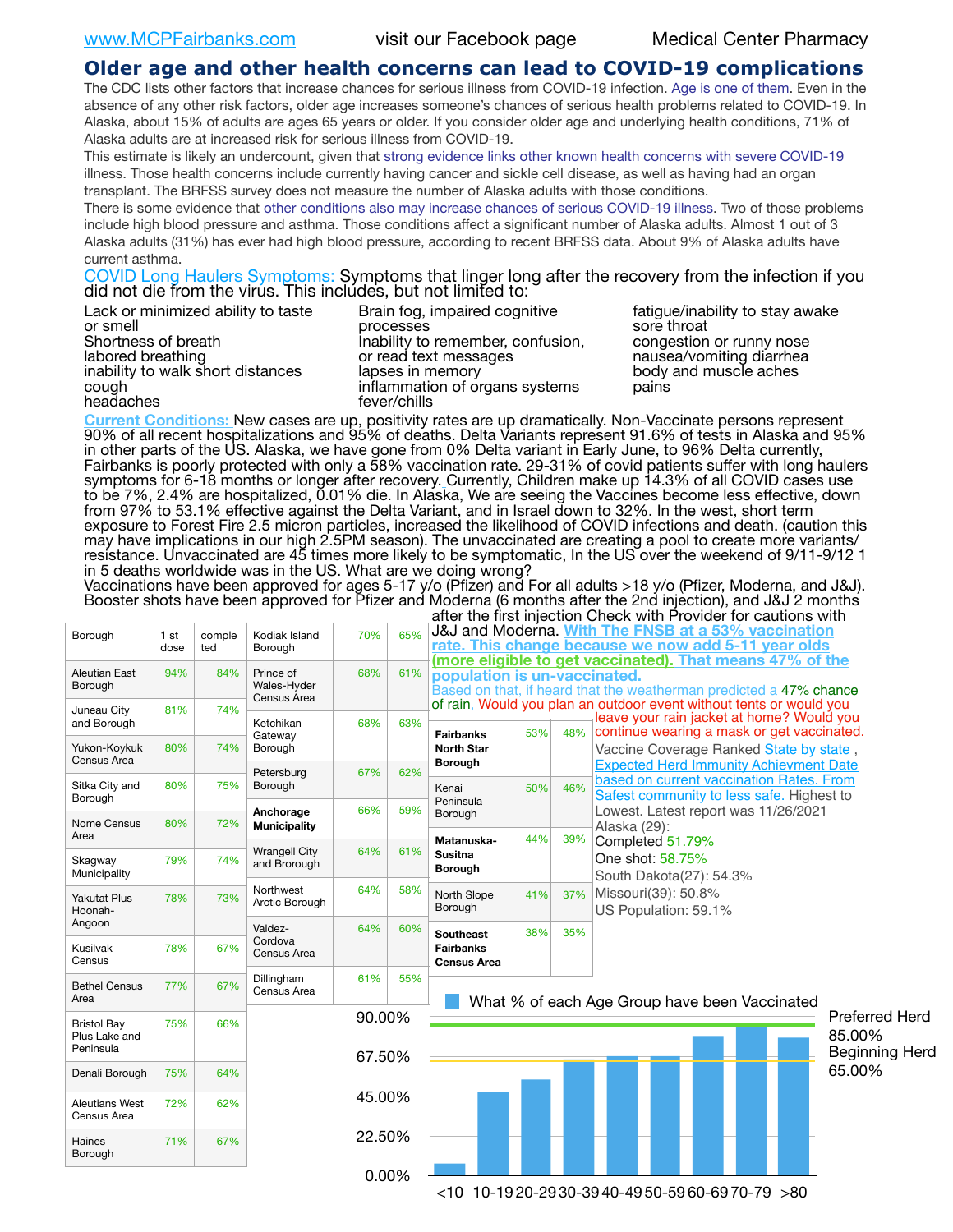www.MCPFairbanks.com visit our Facebook page Medical Center Pharmacy

# Older age and other health concerns can lead to COVID-19 complications

The CDC lists other factors that increase chances for serious illness from COVID-19 infection. Age is one of them. Even in the absence of any other risk factors, older age increases someone's chances of serious health problems related to COVID-19. In Alaska, about 15% of adults are ages 65 years or older. If you consider older age and underlying health conditions, 71% of Alaska adults are at increased risk for serious illness from COVID-19.

This estimate is likely an undercount, given that strong evidence links other known health concerns with severe COVID-19 illness. Those health concerns include currently having cancer and sickle cell disease, as well as having had an organ transplant. The BRFSS survey does not measure the number of Alaska adults with those conditions.

There is some evidence that other conditions also may increase chances of serious COVID-19 illness. Two of those problems include high blood pressure and asthma. Those conditions affect a significant number of Alaska adults. Almost 1 out of 3 Alaska adults (31%) has ever had high blood pressure, according to recent BRFSS data. About 9% of Alaska adults have current asthma.

**COVID Long Haulers Symptoms:** Symptoms that linger long after the recovery from the infection if you did not die from the virus. This includes, but not limited to:

- Lack or minimized ability to taste or smell
- Shortness of breath
- labored breathing
- inability to walk short distances
- cough
- headaches
- Brain fog, impaired cognitive processes
- Inability to remember, confusion, or read text messages
- lapses in memory
- inflammation of organs systems
- fever/chills
- fatigue/inability to stay awake
- sore throat
- congestion or runny nose
- nausea/vomiting diarrhea
- body and muscle aches
- pains

**Current Conditions:** New cases are up, positivity rates are up dramatically. Non-Vaccinate persons represent 90% of all recent hospitalizations and 95% of deaths. Delta Variants represent 91.6% of tests in Alaska and 95% in other parts of the US. Alaska, we have gone from 0% Delta variant in Early June, to 96% Delta currently, Fairbanks is poorly protected with only a 58% vaccination rate. 29-31% of covid patients suffer with long haulers symptoms for 6-18 months or longer after recovery. Currently, Children make up 14.3% of all COVID cases use to be 7%, 2.4% are hospitalized, 0.01% die. In Alaska, We are seeing the Vaccines become less effective, down from 97% to 53.1% effective against the Delta Variant, and in Israel down to 32%. In the west, short term exposure to Forest Fire 2.5 micron particles, increased the likelihood of COVID infections and death. (caution this may have implications in our high 2.5PM season). The unvaccinated are creating a pool to create more variants/ resistance. Unvaccinated are 45 times more likely to be symptomatic, In the US over the weekend of 9/11-9/12 1 in 5 deaths worldwide was in the US. What are we doing wrong?

Vaccinations have been approved for ages 5-17 y/o (Pfizer) and For all adults >18 y/o (Pfizer, Moderna, and J&J). Booster shots have been approved for Pfizer and Moderna (6 months after the 2nd injection), and J&J 2 months after the first injection Check with Provider for cautions with J&J and Moderna. **With The FNSB at a 53% vaccination rate. This change because we now add 5-11 year olds (more eligible to get vaccinated). That means 47% of the population is un-vaccinated.**

Based on that, if heard that the weatherman predicted a 47% chance of rain, Would you plan an outdoor event without tents or would you leave your rain jacket at home? Would you continue wearing a mask or get vaccinated.

| Borough | 1 st dose | completed |
|---|---|---|
| Aleutian East Borough | 94% | 84% |
| Juneau City and Borough | 81% | 74% |
| Yukon-Koykuk Census Area | 80% | 74% |
| Sitka City and Borough | 80% | 75% |
| Nome Census Area | 80% | 72% |
| Skagway Municipality | 79% | 74% |
| Yakutat Plus Hoonah-Angoon | 78% | 73% |
| Kusilvak Census | 78% | 67% |
| Bethel Census Area | 77% | 67% |
| Bristol Bay Plus Lake and Peninsula | 75% | 66% |
| Denali Borough | 75% | 64% |
| Aleutians West Census Area | 72% | 62% |
| Haines Borough | 71% | 67% |
| Kodiak Island Borough | 70% | 65% |
| Prince of Wales-Hyder Census Area | 68% | 61% |
| Ketchikan Gateway Borough | 68% | 63% |
| Petersburg Borough | 67% | 62% |
| **Anchorage Municipality** | 66% | 59% |
| Wrangell City and Brorough | 64% | 61% |
| Northwest Arctic Borough | 64% | 58% |
| Valdez-Cordova Census Area | 64% | 60% |
| Dillingham Census Area | 61% | 55% |
| **Fairbanks North Star Borough** | 53% | 48% |
| Kenai Peninsula Borough | 50% | 46% |
| **Matanuska-Susitna Borough** | 44% | 39% |
| North Slope Borough | 41% | 37% |
| **Southeast Fairbanks Census Area** | 38% | 35% |

Vaccine Coverage Ranked State by state, Expected Herd Immunity Achievment Date based on current vaccination Rates. From Safest community to less safe. Highest to Lowest. Latest report was 11/26/2021

Alaska (29):
Completed 51.79%
One shot: 58.75%
South Dakota(27): 54.3%
Missouri(39): 50.8%
US Population: 59.1%

What % of each Age Group have been Vaccinated

90.00%
67.50%
45.00%
22.50%
0.00%

<10 10-19 20-29 30-39 40-49 50-59 60-69 70-79 >80

Preferred Herd 85.00%
Beginning Herd 65.00%